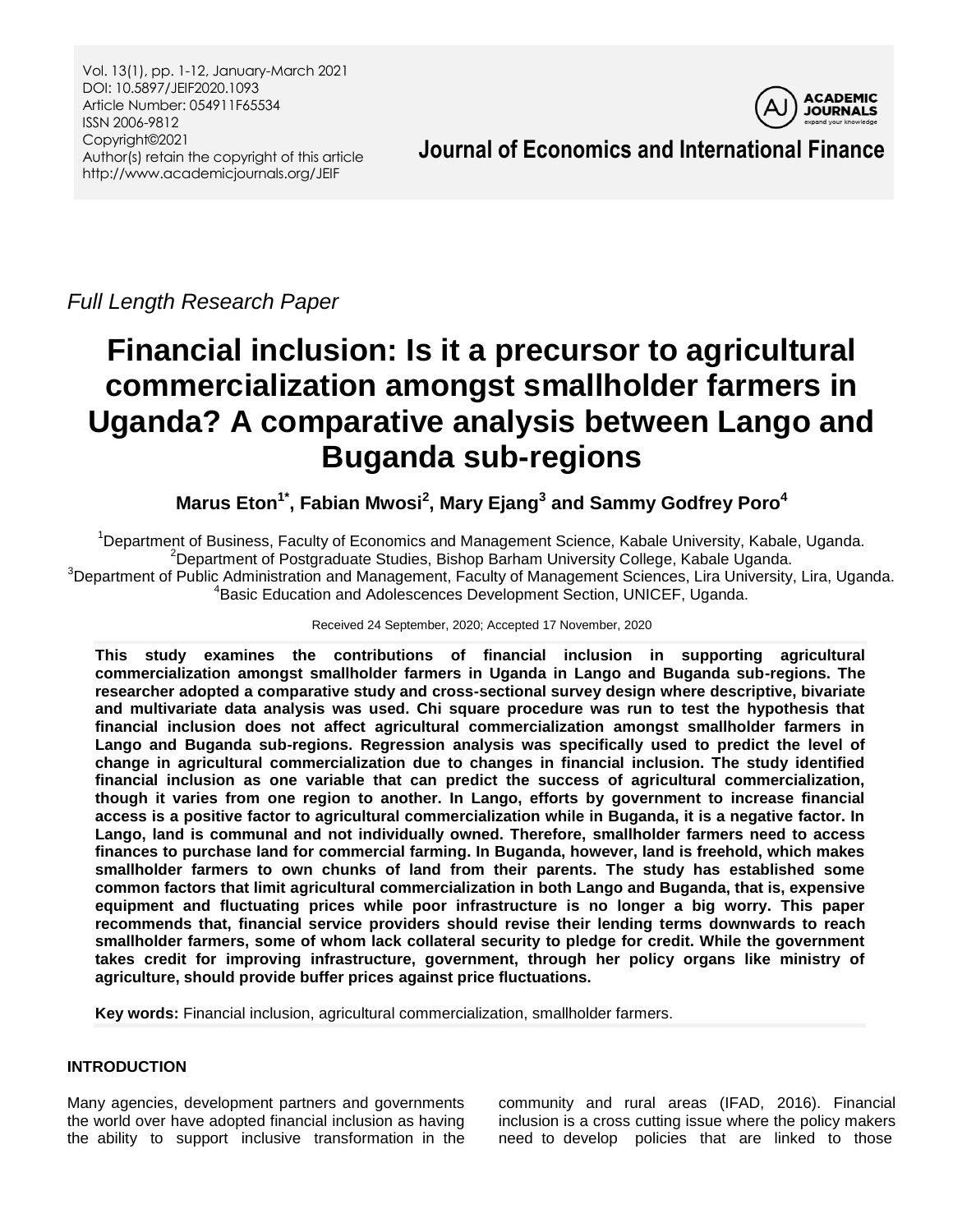*Full Length Research Paper*

# Financial inclusion: Is it a precursor to agricultural commercialization amongst smallholder farmers in Uganda? A comparative analysis between Lango and Buganda sub-regions

**Marus Eton[1*], Fabian Mwosi[2], Mary Ejang[3] and Sammy Godfrey Poro[4]**

[1]Department of Business, Faculty of Economics and Management Science, Kabale University, Kabale, Uganda.
[2]Department of Postgraduate Studies, Bishop Barham University College, Kabale Uganda.
[3]Department of Public Administration and Management, Faculty of Management Sciences, Lira University, Lira, Uganda.
[4]Basic Education and Adolescences Development Section, UNICEF, Uganda.

Received 24 September, 2020; Accepted 17 November, 2020

**This study examines the contributions of financial inclusion in supporting agricultural commercialization amongst smallholder farmers in Uganda in Lango and Buganda sub-regions. The researcher adopted a comparative study and cross-sectional survey design where descriptive, bivariate and multivariate data analysis was used. Chi square procedure was run to test the hypothesis that financial inclusion does not affect agricultural commercialization amongst smallholder farmers in Lango and Buganda sub-regions. Regression analysis was specifically used to predict the level of change in agricultural commercialization due to changes in financial inclusion. The study identified financial inclusion as one variable that can predict the success of agricultural commercialization, though it varies from one region to another. In Lango, efforts by government to increase financial access is a positive factor to agricultural commercialization while in Buganda, it is a negative factor. In Lango, land is communal and not individually owned. Therefore, smallholder farmers need to access finances to purchase land for commercial farming. In Buganda, however, land is freehold, which makes smallholder farmers to own chunks of land from their parents. The study has established some common factors that limit agricultural commercialization in both Lango and Buganda, that is, expensive equipment and fluctuating prices while poor infrastructure is no longer a big worry. This paper recommends that, financial service providers should revise their lending terms downwards to reach smallholder farmers, some of whom lack collateral security to pledge for credit. While the government takes credit for improving infrastructure, government, through her policy organs like ministry of agriculture, should provide buffer prices against price fluctuations.**

**Key words:** Financial inclusion, agricultural commercialization, smallholder farmers.

## INTRODUCTION

Many agencies, development partners and governments the world over have adopted financial inclusion as having the ability to support inclusive transformation in the community and rural areas (IFAD, 2016). Financial inclusion is a cross cutting issue where the policy makers need to develop policies that are linked to those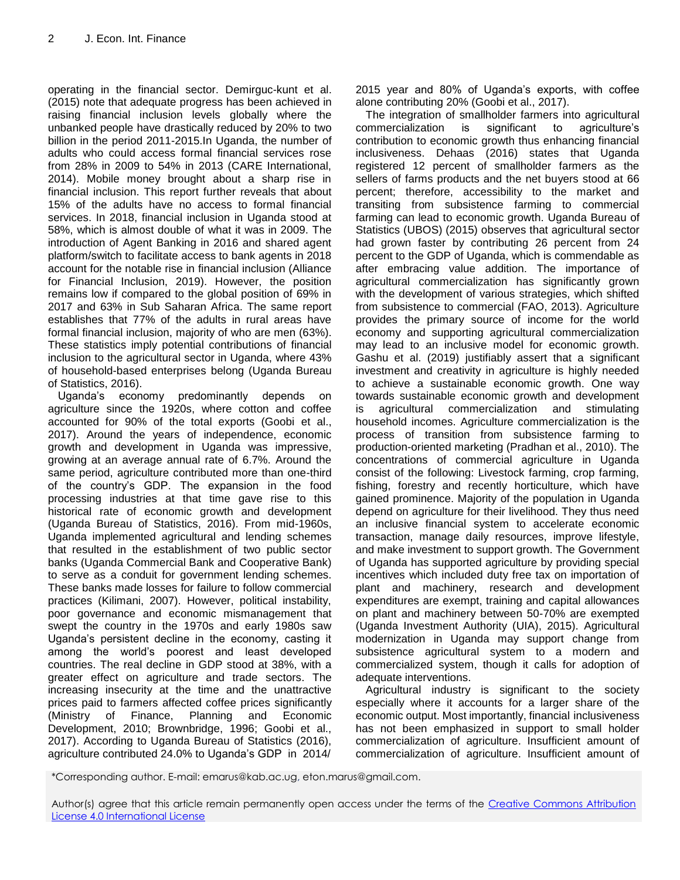operating in the financial sector. Demirguc-kunt et al. (2015) note that adequate progress has been achieved in raising financial inclusion levels globally where the unbanked people have drastically reduced by 20% to two billion in the period 2011-2015.In Uganda, the number of adults who could access formal financial services rose from 28% in 2009 to 54% in 2013 (CARE International, 2014). Mobile money brought about a sharp rise in financial inclusion. This report further reveals that about 15% of the adults have no access to formal financial services. In 2018, financial inclusion in Uganda stood at 58%, which is almost double of what it was in 2009. The introduction of Agent Banking in 2016 and shared agent platform/switch to facilitate access to bank agents in 2018 account for the notable rise in financial inclusion (Alliance for Financial Inclusion, 2019). However, the position remains low if compared to the global position of 69% in 2017 and 63% in Sub Saharan Africa. The same report establishes that 77% of the adults in rural areas have formal financial inclusion, majority of who are men (63%). These statistics imply potential contributions of financial inclusion to the agricultural sector in Uganda, where 43% of household-based enterprises belong (Uganda Bureau of Statistics, 2016).

Uganda's economy predominantly depends on agriculture since the 1920s, where cotton and coffee accounted for 90% of the total exports (Goobi et al., 2017). Around the years of independence, economic growth and development in Uganda was impressive, growing at an average annual rate of 6.7%. Around the same period, agriculture contributed more than one-third of the country's GDP. The expansion in the food processing industries at that time gave rise to this historical rate of economic growth and development (Uganda Bureau of Statistics, 2016). From mid-1960s, Uganda implemented agricultural and lending schemes that resulted in the establishment of two public sector banks (Uganda Commercial Bank and Cooperative Bank) to serve as a conduit for government lending schemes. These banks made losses for failure to follow commercial practices (Kilimani, 2007). However, political instability, poor governance and economic mismanagement that swept the country in the 1970s and early 1980s saw Uganda's persistent decline in the economy, casting it among the world's poorest and least developed countries. The real decline in GDP stood at 38%, with a greater effect on agriculture and trade sectors. The increasing insecurity at the time and the unattractive prices paid to farmers affected coffee prices significantly (Ministry of Finance, Planning and Economic Development, 2010; Brownbridge, 1996; Goobi et al., 2017). According to Uganda Bureau of Statistics (2016), agriculture contributed 24.0% to Uganda's GDP in 2014/ 2015 year and 80% of Uganda's exports, with coffee alone contributing 20% (Goobi et al., 2017).

The integration of smallholder farmers into agricultural commercialization is significant to agriculture's contribution to economic growth thus enhancing financial inclusiveness. Dehaas (2016) states that Uganda registered 12 percent of smallholder farmers as the sellers of farms products and the net buyers stood at 66 percent; therefore, accessibility to the market and transiting from subsistence farming to commercial farming can lead to economic growth. Uganda Bureau of Statistics (UBOS) (2015) observes that agricultural sector had grown faster by contributing 26 percent from 24 percent to the GDP of Uganda, which is commendable as after embracing value addition. The importance of agricultural commercialization has significantly grown with the development of various strategies, which shifted from subsistence to commercial (FAO, 2013). Agriculture provides the primary source of income for the world economy and supporting agricultural commercialization may lead to an inclusive model for economic growth. Gashu et al. (2019) justifiably assert that a significant investment and creativity in agriculture is highly needed to achieve a sustainable economic growth. One way towards sustainable economic growth and development is agricultural commercialization and stimulating household incomes. Agriculture commercialization is the process of transition from subsistence farming to production-oriented marketing (Pradhan et al., 2010). The concentrations of commercial agriculture in Uganda consist of the following: Livestock farming, crop farming, fishing, forestry and recently horticulture, which have gained prominence. Majority of the population in Uganda depend on agriculture for their livelihood. They thus need an inclusive financial system to accelerate economic transaction, manage daily resources, improve lifestyle, and make investment to support growth. The Government of Uganda has supported agriculture by providing special incentives which included duty free tax on importation of plant and machinery, research and development expenditures are exempt, training and capital allowances on plant and machinery between 50-70% are exempted (Uganda Investment Authority (UIA), 2015). Agricultural modernization in Uganda may support change from subsistence agricultural system to a modern and commercialized system, though it calls for adoption of adequate interventions.

Agricultural industry is significant to the society especially where it accounts for a larger share of the economic output. Most importantly, financial inclusiveness has not been emphasized in support to small holder commercialization of agriculture. Insufficient amount of commercialization of agriculture. Insufficient amount of

*Corresponding author. E-mail: emarus@kab.ac.ug, eton.marus@gmail.com.

Author(s) agree that this article remain permanently open access under the terms of the Creative Commons Attribution License 4.0 International License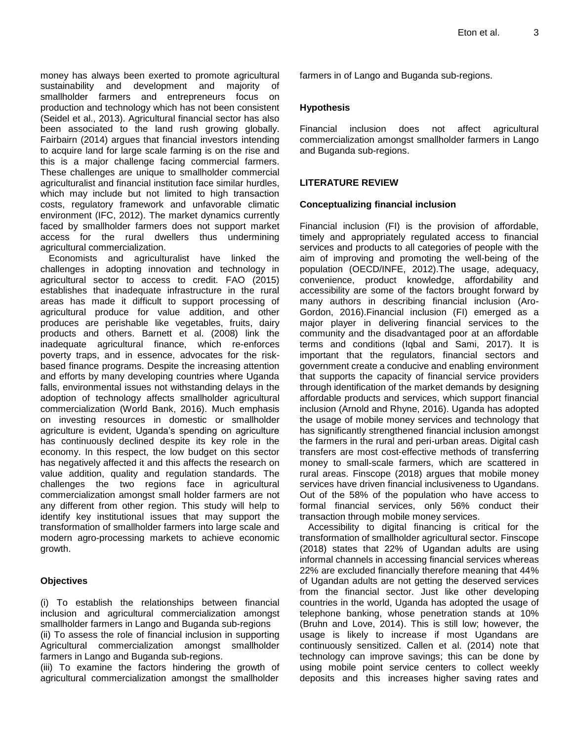money has always been exerted to promote agricultural sustainability and development and majority of smallholder farmers and entrepreneurs focus on production and technology which has not been consistent (Seidel et al., 2013). Agricultural financial sector has also been associated to the land rush growing globally. Fairbairn (2014) argues that financial investors intending to acquire land for large scale farming is on the rise and this is a major challenge facing commercial farmers. These challenges are unique to smallholder commercial agriculturalist and financial institution face similar hurdles, which may include but not limited to high transaction costs, regulatory framework and unfavorable climatic environment (IFC, 2012). The market dynamics currently faced by smallholder farmers does not support market access for the rural dwellers thus undermining agricultural commercialization.

Economists and agriculturalist have linked the challenges in adopting innovation and technology in agricultural sector to access to credit. FAO (2015) establishes that inadequate infrastructure in the rural areas has made it difficult to support processing of agricultural produce for value addition, and other produces are perishable like vegetables, fruits, dairy products and others. Barnett et al. (2008) link the inadequate agricultural finance, which re-enforces poverty traps, and in essence, advocates for the risk-based finance programs. Despite the increasing attention and efforts by many developing countries where Uganda falls, environmental issues not withstanding delays in the adoption of technology affects smallholder agricultural commercialization (World Bank, 2016). Much emphasis on investing resources in domestic or smallholder agriculture is evident, Uganda's spending on agriculture has continuously declined despite its key role in the economy. In this respect, the low budget on this sector has negatively affected it and this affects the research on value addition, quality and regulation standards. The challenges the two regions face in agricultural commercialization amongst small holder farmers are not any different from other region. This study will help to identify key institutional issues that may support the transformation of smallholder farmers into large scale and modern agro-processing markets to achieve economic growth.

## Objectives

(i) To establish the relationships between financial inclusion and agricultural commercialization amongst smallholder farmers in Lango and Buganda sub-regions
(ii) To assess the role of financial inclusion in supporting Agricultural commercialization amongst smallholder farmers in Lango and Buganda sub-regions.
(iii) To examine the factors hindering the growth of agricultural commercialization amongst the smallholder farmers in of Lango and Buganda sub-regions.

## Hypothesis

Financial inclusion does not affect agricultural commercialization amongst smallholder farmers in Lango and Buganda sub-regions.

## LITERATURE REVIEW

### Conceptualizing financial inclusion

Financial inclusion (FI) is the provision of affordable, timely and appropriately regulated access to financial services and products to all categories of people with the aim of improving and promoting the well-being of the population (OECD/INFE, 2012).The usage, adequacy, convenience, product knowledge, affordability and accessibility are some of the factors brought forward by many authors in describing financial inclusion (Aro-Gordon, 2016).Financial inclusion (FI) emerged as a major player in delivering financial services to the community and the disadvantaged poor at an affordable terms and conditions (Iqbal and Sami, 2017). It is important that the regulators, financial sectors and government create a conducive and enabling environment that supports the capacity of financial service providers through identification of the market demands by designing affordable products and services, which support financial inclusion (Arnold and Rhyne, 2016). Uganda has adopted the usage of mobile money services and technology that has significantly strengthened financial inclusion amongst the farmers in the rural and peri-urban areas. Digital cash transfers are most cost-effective methods of transferring money to small-scale farmers, which are scattered in rural areas. Finscope (2018) argues that mobile money services have driven financial inclusiveness to Ugandans. Out of the 58% of the population who have access to formal financial services, only 56% conduct their transaction through mobile money services.

Accessibility to digital financing is critical for the transformation of smallholder agricultural sector. Finscope (2018) states that 22% of Ugandan adults are using informal channels in accessing financial services whereas 22% are excluded financially therefore meaning that 44% of Ugandan adults are not getting the deserved services from the financial sector. Just like other developing countries in the world, Uganda has adopted the usage of telephone banking, whose penetration stands at 10% (Bruhn and Love, 2014). This is still low; however, the usage is likely to increase if most Ugandans are continuously sensitized. Callen et al. (2014) note that technology can improve savings; this can be done by using mobile point service centers to collect weekly deposits and this increases higher saving rates and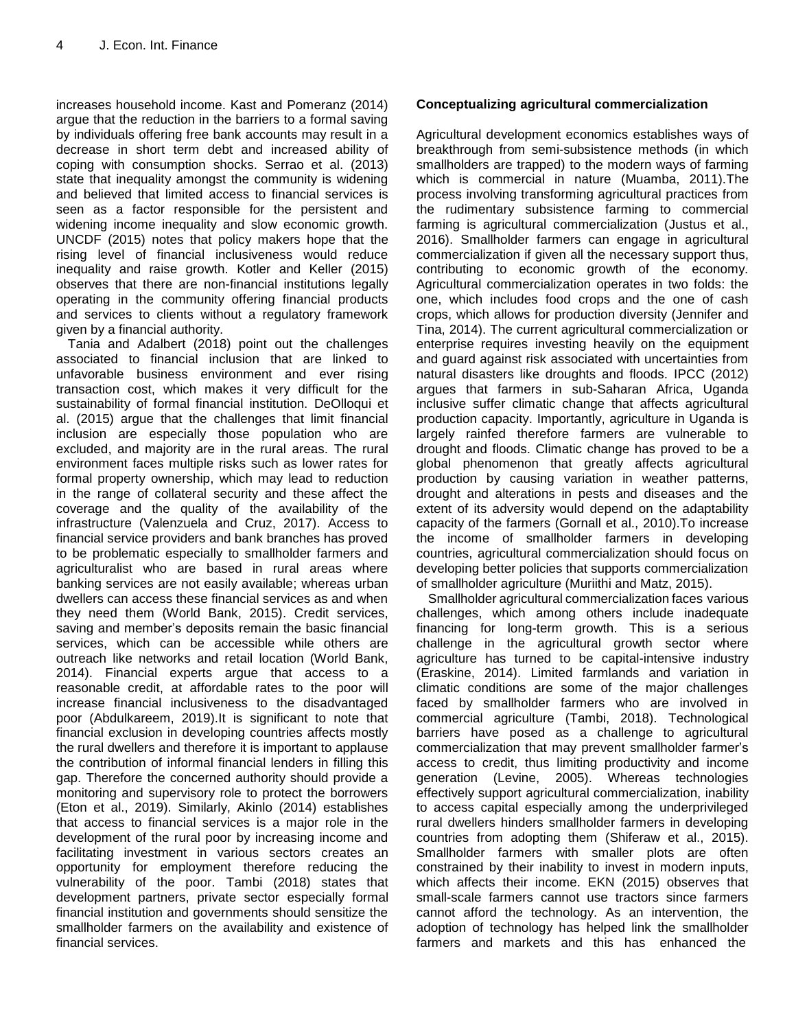increases household income. Kast and Pomeranz (2014) argue that the reduction in the barriers to a formal saving by individuals offering free bank accounts may result in a decrease in short term debt and increased ability of coping with consumption shocks. Serrao et al. (2013) state that inequality amongst the community is widening and believed that limited access to financial services is seen as a factor responsible for the persistent and widening income inequality and slow economic growth. UNCDF (2015) notes that policy makers hope that the rising level of financial inclusiveness would reduce inequality and raise growth. Kotler and Keller (2015) observes that there are non-financial institutions legally operating in the community offering financial products and services to clients without a regulatory framework given by a financial authority.

Tania and Adalbert (2018) point out the challenges associated to financial inclusion that are linked to unfavorable business environment and ever rising transaction cost, which makes it very difficult for the sustainability of formal financial institution. DeOlloqui et al. (2015) argue that the challenges that limit financial inclusion are especially those population who are excluded, and majority are in the rural areas. The rural environment faces multiple risks such as lower rates for formal property ownership, which may lead to reduction in the range of collateral security and these affect the coverage and the quality of the availability of the infrastructure (Valenzuela and Cruz, 2017). Access to financial service providers and bank branches has proved to be problematic especially to smallholder farmers and agriculturalist who are based in rural areas where banking services are not easily available; whereas urban dwellers can access these financial services as and when they need them (World Bank, 2015). Credit services, saving and member's deposits remain the basic financial services, which can be accessible while others are outreach like networks and retail location (World Bank, 2014). Financial experts argue that access to a reasonable credit, at affordable rates to the poor will increase financial inclusiveness to the disadvantaged poor (Abdulkareem, 2019).It is significant to note that financial exclusion in developing countries affects mostly the rural dwellers and therefore it is important to applause the contribution of informal financial lenders in filling this gap. Therefore the concerned authority should provide a monitoring and supervisory role to protect the borrowers (Eton et al., 2019). Similarly, Akinlo (2014) establishes that access to financial services is a major role in the development of the rural poor by increasing income and facilitating investment in various sectors creates an opportunity for employment therefore reducing the vulnerability of the poor. Tambi (2018) states that development partners, private sector especially formal financial institution and governments should sensitize the smallholder farmers on the availability and existence of financial services.

**Conceptualizing agricultural commercialization**

Agricultural development economics establishes ways of breakthrough from semi-subsistence methods (in which smallholders are trapped) to the modern ways of farming which is commercial in nature (Muamba, 2011).The process involving transforming agricultural practices from the rudimentary subsistence farming to commercial farming is agricultural commercialization (Justus et al., 2016). Smallholder farmers can engage in agricultural commercialization if given all the necessary support thus, contributing to economic growth of the economy. Agricultural commercialization operates in two folds: the one, which includes food crops and the one of cash crops, which allows for production diversity (Jennifer and Tina, 2014). The current agricultural commercialization or enterprise requires investing heavily on the equipment and guard against risk associated with uncertainties from natural disasters like droughts and floods. IPCC (2012) argues that farmers in sub-Saharan Africa, Uganda inclusive suffer climatic change that affects agricultural production capacity. Importantly, agriculture in Uganda is largely rainfed therefore farmers are vulnerable to drought and floods. Climatic change has proved to be a global phenomenon that greatly affects agricultural production by causing variation in weather patterns, drought and alterations in pests and diseases and the extent of its adversity would depend on the adaptability capacity of the farmers (Gornall et al., 2010).To increase the income of smallholder farmers in developing countries, agricultural commercialization should focus on developing better policies that supports commercialization of smallholder agriculture (Muriithi and Matz, 2015).

Smallholder agricultural commercialization faces various challenges, which among others include inadequate financing for long-term growth. This is a serious challenge in the agricultural growth sector where agriculture has turned to be capital-intensive industry (Eraskine, 2014). Limited farmlands and variation in climatic conditions are some of the major challenges faced by smallholder farmers who are involved in commercial agriculture (Tambi, 2018). Technological barriers have posed as a challenge to agricultural commercialization that may prevent smallholder farmer's access to credit, thus limiting productivity and income generation (Levine, 2005). Whereas technologies effectively support agricultural commercialization, inability to access capital especially among the underprivileged rural dwellers hinders smallholder farmers in developing countries from adopting them (Shiferaw et al., 2015). Smallholder farmers with smaller plots are often constrained by their inability to invest in modern inputs, which affects their income. EKN (2015) observes that small-scale farmers cannot use tractors since farmers cannot afford the technology. As an intervention, the adoption of technology has helped link the smallholder farmers and markets and this has enhanced the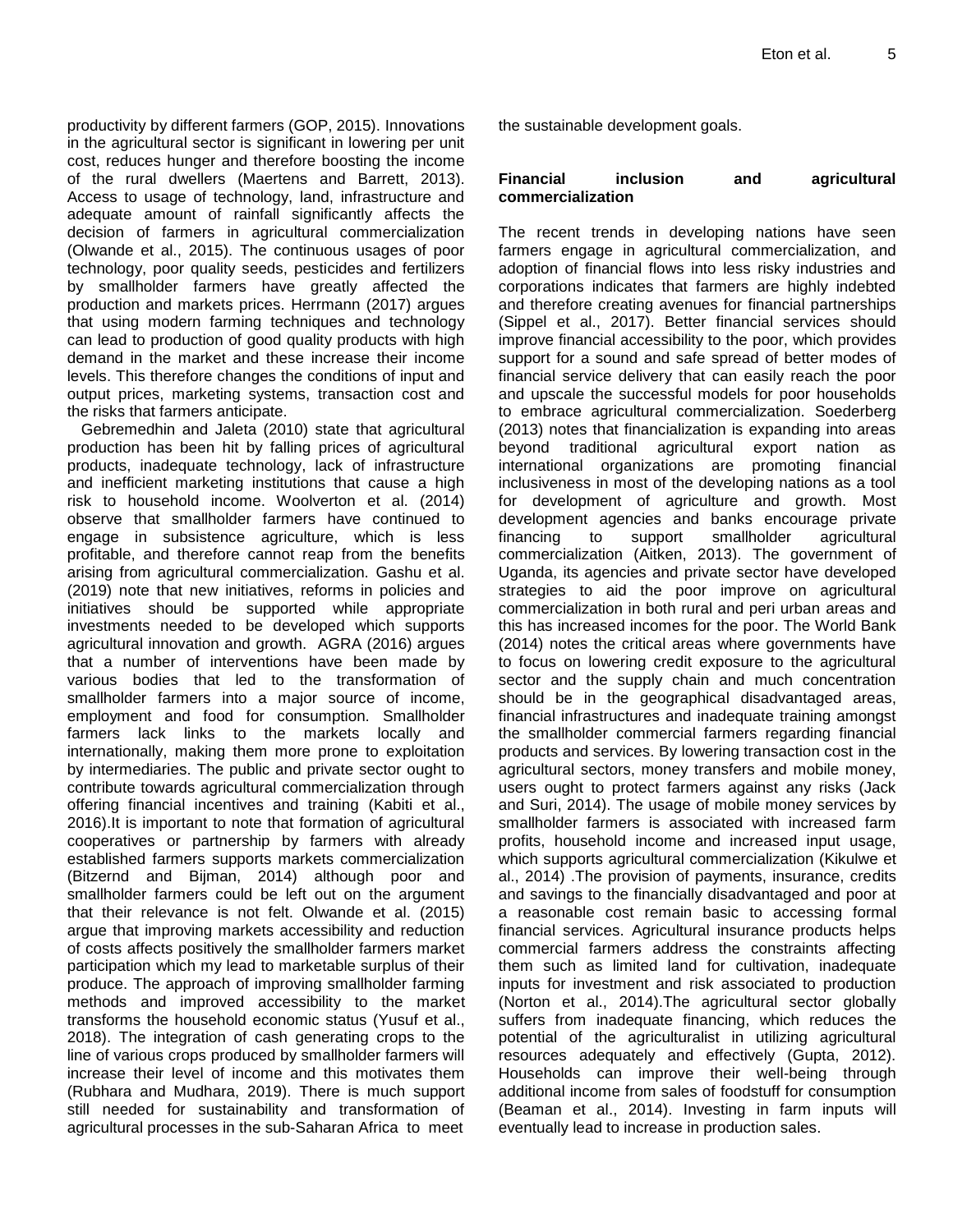productivity by different farmers (GOP, 2015). Innovations in the agricultural sector is significant in lowering per unit cost, reduces hunger and therefore boosting the income of the rural dwellers (Maertens and Barrett, 2013). Access to usage of technology, land, infrastructure and adequate amount of rainfall significantly affects the decision of farmers in agricultural commercialization (Olwande et al., 2015). The continuous usages of poor technology, poor quality seeds, pesticides and fertilizers by smallholder farmers have greatly affected the production and markets prices. Herrmann (2017) argues that using modern farming techniques and technology can lead to production of good quality products with high demand in the market and these increase their income levels. This therefore changes the conditions of input and output prices, marketing systems, transaction cost and the risks that farmers anticipate.

Gebremedhin and Jaleta (2010) state that agricultural production has been hit by falling prices of agricultural products, inadequate technology, lack of infrastructure and inefficient marketing institutions that cause a high risk to household income. Woolverton et al. (2014) observe that smallholder farmers have continued to engage in subsistence agriculture, which is less profitable, and therefore cannot reap from the benefits arising from agricultural commercialization. Gashu et al. (2019) note that new initiatives, reforms in policies and initiatives should be supported while appropriate investments needed to be developed which supports agricultural innovation and growth. AGRA (2016) argues that a number of interventions have been made by various bodies that led to the transformation of smallholder farmers into a major source of income, employment and food for consumption. Smallholder farmers lack links to the markets locally and internationally, making them more prone to exploitation by intermediaries. The public and private sector ought to contribute towards agricultural commercialization through offering financial incentives and training (Kabiti et al., 2016).It is important to note that formation of agricultural cooperatives or partnership by farmers with already established farmers supports markets commercialization (Bitzernd and Bijman, 2014) although poor and smallholder farmers could be left out on the argument that their relevance is not felt. Olwande et al. (2015) argue that improving markets accessibility and reduction of costs affects positively the smallholder farmers market participation which my lead to marketable surplus of their produce. The approach of improving smallholder farming methods and improved accessibility to the market transforms the household economic status (Yusuf et al., 2018). The integration of cash generating crops to the line of various crops produced by smallholder farmers will increase their level of income and this motivates them (Rubhara and Mudhara, 2019). There is much support still needed for sustainability and transformation of agricultural processes in the sub-Saharan Africa to meet the sustainable development goals.

**Financial inclusion and agricultural commercialization**

The recent trends in developing nations have seen farmers engage in agricultural commercialization, and adoption of financial flows into less risky industries and corporations indicates that farmers are highly indebted and therefore creating avenues for financial partnerships (Sippel et al., 2017). Better financial services should improve financial accessibility to the poor, which provides support for a sound and safe spread of better modes of financial service delivery that can easily reach the poor and upscale the successful models for poor households to embrace agricultural commercialization. Soederberg (2013) notes that financialization is expanding into areas beyond traditional agricultural export nation as international organizations are promoting financial inclusiveness in most of the developing nations as a tool for development of agriculture and growth. Most development agencies and banks encourage private financing to support smallholder agricultural commercialization (Aitken, 2013). The government of Uganda, its agencies and private sector have developed strategies to aid the poor improve on agricultural commercialization in both rural and peri urban areas and this has increased incomes for the poor. The World Bank (2014) notes the critical areas where governments have to focus on lowering credit exposure to the agricultural sector and the supply chain and much concentration should be in the geographical disadvantaged areas, financial infrastructures and inadequate training amongst the smallholder commercial farmers regarding financial products and services. By lowering transaction cost in the agricultural sectors, money transfers and mobile money, users ought to protect farmers against any risks (Jack and Suri, 2014). The usage of mobile money services by smallholder farmers is associated with increased farm profits, household income and increased input usage, which supports agricultural commercialization (Kikulwe et al., 2014) .The provision of payments, insurance, credits and savings to the financially disadvantaged and poor at a reasonable cost remain basic to accessing formal financial services. Agricultural insurance products helps commercial farmers address the constraints affecting them such as limited land for cultivation, inadequate inputs for investment and risk associated to production (Norton et al., 2014).The agricultural sector globally suffers from inadequate financing, which reduces the potential of the agriculturalist in utilizing agricultural resources adequately and effectively (Gupta, 2012). Households can improve their well-being through additional income from sales of foodstuff for consumption (Beaman et al., 2014). Investing in farm inputs will eventually lead to increase in production sales.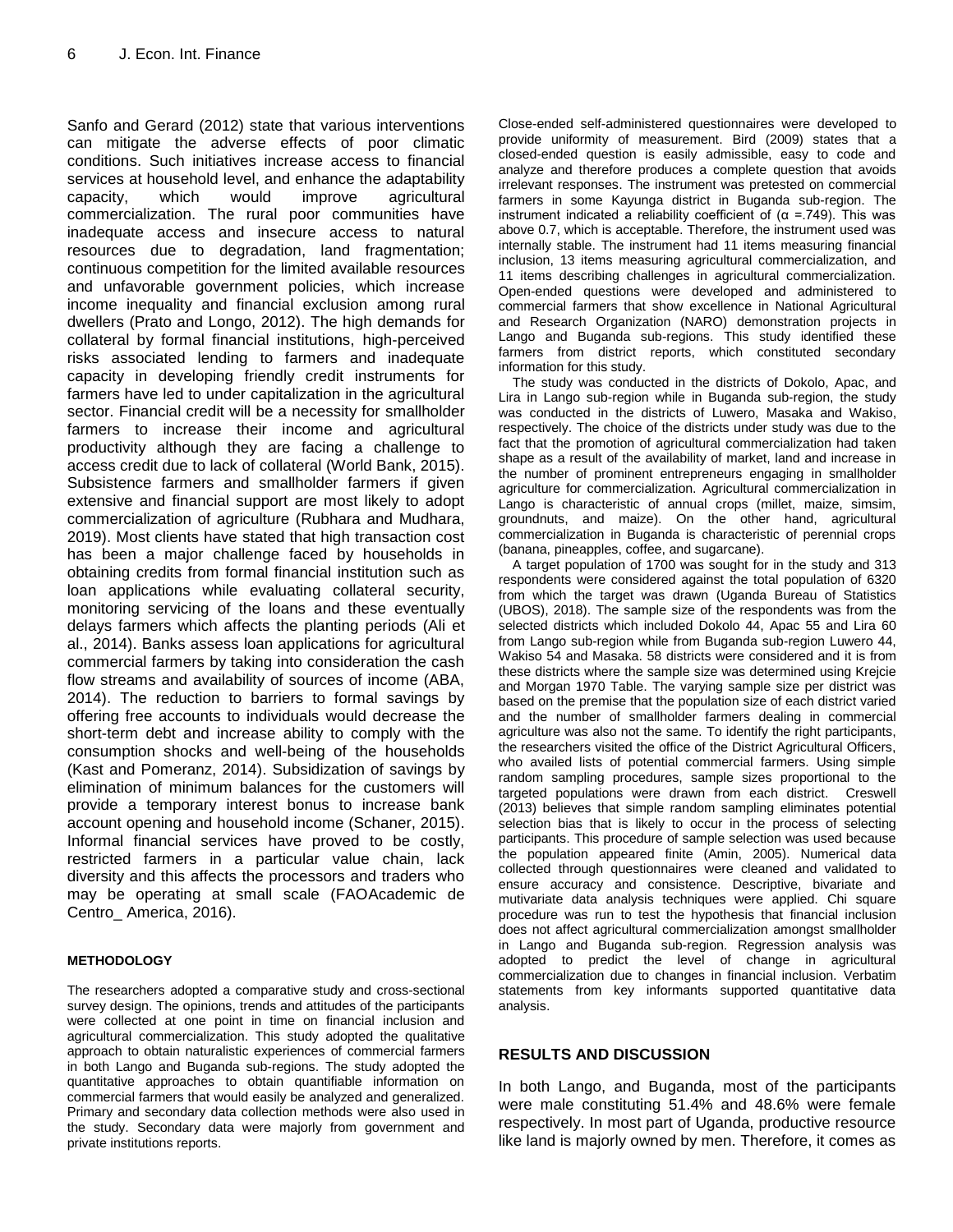Sanfo and Gerard (2012) state that various interventions can mitigate the adverse effects of poor climatic conditions. Such initiatives increase access to financial services at household level, and enhance the adaptability capacity, which would improve agricultural commercialization. The rural poor communities have inadequate access and insecure access to natural resources due to degradation, land fragmentation; continuous competition for the limited available resources and unfavorable government policies, which increase income inequality and financial exclusion among rural dwellers (Prato and Longo, 2012). The high demands for collateral by formal financial institutions, high-perceived risks associated lending to farmers and inadequate capacity in developing friendly credit instruments for farmers have led to under capitalization in the agricultural sector. Financial credit will be a necessity for smallholder farmers to increase their income and agricultural productivity although they are facing a challenge to access credit due to lack of collateral (World Bank, 2015). Subsistence farmers and smallholder farmers if given extensive and financial support are most likely to adopt commercialization of agriculture (Rubhara and Mudhara, 2019). Most clients have stated that high transaction cost has been a major challenge faced by households in obtaining credits from formal financial institution such as loan applications while evaluating collateral security, monitoring servicing of the loans and these eventually delays farmers which affects the planting periods (Ali et al., 2014). Banks assess loan applications for agricultural commercial farmers by taking into consideration the cash flow streams and availability of sources of income (ABA, 2014). The reduction to barriers to formal savings by offering free accounts to individuals would decrease the short-term debt and increase ability to comply with the consumption shocks and well-being of the households (Kast and Pomeranz, 2014). Subsidization of savings by elimination of minimum balances for the customers will provide a temporary interest bonus to increase bank account opening and household income (Schaner, 2015). Informal financial services have proved to be costly, restricted farmers in a particular value chain, lack diversity and this affects the processors and traders who may be operating at small scale (FAOAcademic de Centro_ America, 2016).

## METHODOLOGY

The researchers adopted a comparative study and cross-sectional survey design. The opinions, trends and attitudes of the participants were collected at one point in time on financial inclusion and agricultural commercialization. This study adopted the qualitative approach to obtain naturalistic experiences of commercial farmers in both Lango and Buganda sub-regions. The study adopted the quantitative approaches to obtain quantifiable information on commercial farmers that would easily be analyzed and generalized. Primary and secondary data collection methods were also used in the study. Secondary data were majorly from government and private institutions reports.

Close-ended self-administered questionnaires were developed to provide uniformity of measurement. Bird (2009) states that a closed-ended question is easily admissible, easy to code and analyze and therefore produces a complete question that avoids irrelevant responses. The instrument was pretested on commercial farmers in some Kayunga district in Buganda sub-region. The instrument indicated a reliability coefficient of ($\alpha$ =.749). This was above 0.7, which is acceptable. Therefore, the instrument used was internally stable. The instrument had 11 items measuring financial inclusion, 13 items measuring agricultural commercialization, and 11 items describing challenges in agricultural commercialization. Open-ended questions were developed and administered to commercial farmers that show excellence in National Agricultural and Research Organization (NARO) demonstration projects in Lango and Buganda sub-regions. This study identified these farmers from district reports, which constituted secondary information for this study.

The study was conducted in the districts of Dokolo, Apac, and Lira in Lango sub-region while in Buganda sub-region, the study was conducted in the districts of Luwero, Masaka and Wakiso, respectively. The choice of the districts under study was due to the fact that the promotion of agricultural commercialization had taken shape as a result of the availability of market, land and increase in the number of prominent entrepreneurs engaging in smallholder agriculture for commercialization. Agricultural commercialization in Lango is characteristic of annual crops (millet, maize, simsim, groundnuts, and maize). On the other hand, agricultural commercialization in Buganda is characteristic of perennial crops (banana, pineapples, coffee, and sugarcane).

A target population of 1700 was sought for in the study and 313 respondents were considered against the total population of 6320 from which the target was drawn (Uganda Bureau of Statistics (UBOS), 2018). The sample size of the respondents was from the selected districts which included Dokolo 44, Apac 55 and Lira 60 from Lango sub-region while from Buganda sub-region Luwero 44, Wakiso 54 and Masaka. 58 districts were considered and it is from these districts where the sample size was determined using Krejcie and Morgan 1970 Table. The varying sample size per district was based on the premise that the population size of each district varied and the number of smallholder farmers dealing in commercial agriculture was also not the same. To identify the right participants, the researchers visited the office of the District Agricultural Officers, who availed lists of potential commercial farmers. Using simple random sampling procedures, sample sizes proportional to the targeted populations were drawn from each district. Creswell (2013) believes that simple random sampling eliminates potential selection bias that is likely to occur in the process of selecting participants. This procedure of sample selection was used because the population appeared finite (Amin, 2005). Numerical data collected through questionnaires were cleaned and validated to ensure accuracy and consistence. Descriptive, bivariate and mutivariate data analysis techniques were applied. Chi square procedure was run to test the hypothesis that financial inclusion does not affect agricultural commercialization amongst smallholder in Lango and Buganda sub-region. Regression analysis was adopted to predict the level of change in agricultural commercialization due to changes in financial inclusion. Verbatim statements from key informants supported quantitative data analysis.

## RESULTS AND DISCUSSION

In both Lango, and Buganda, most of the participants were male constituting 51.4% and 48.6% were female respectively. In most part of Uganda, productive resource like land is majorly owned by men. Therefore, it comes as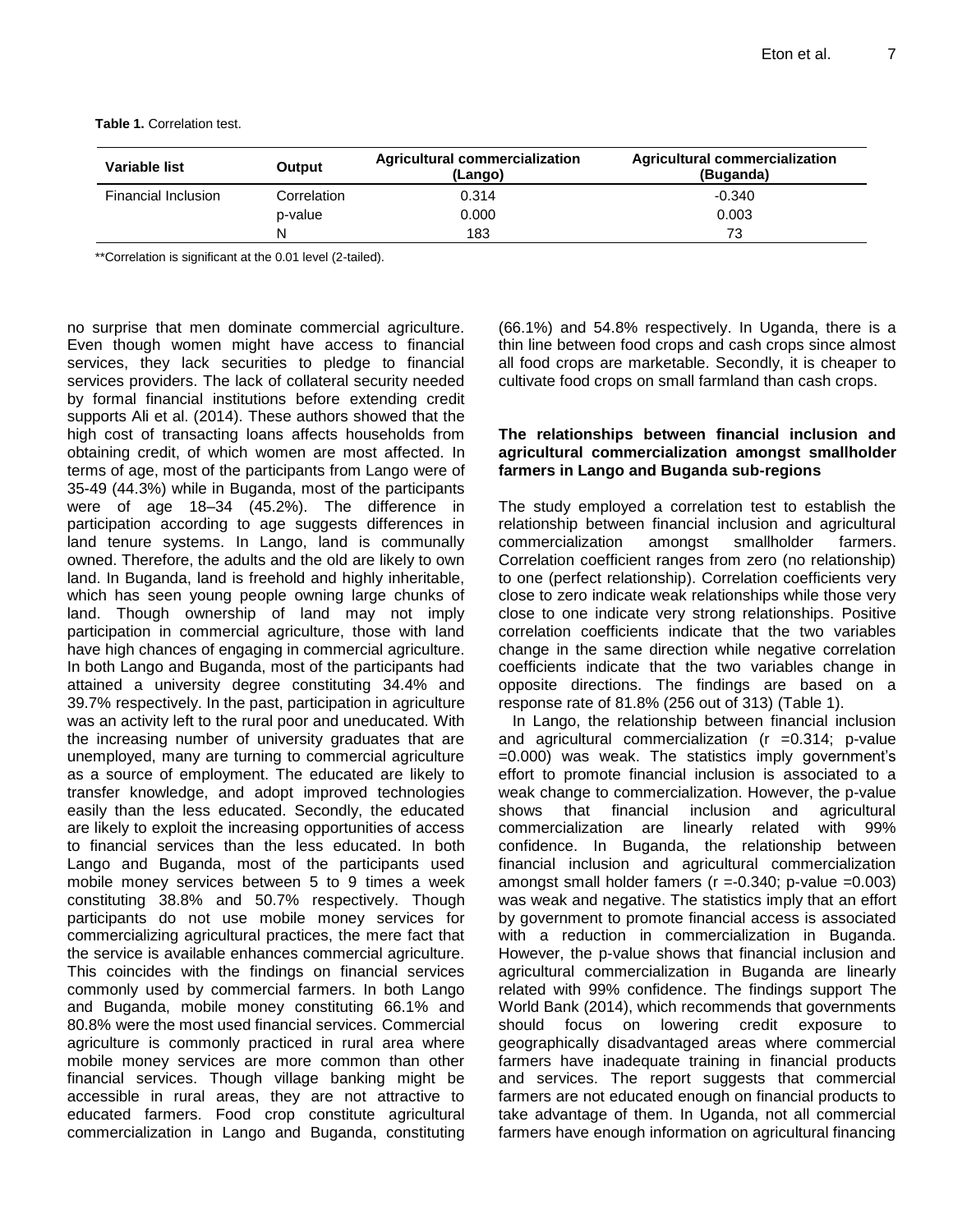**Table 1.** Correlation test.

| Variable list | Output | Agricultural commercialization (Lango) | Agricultural commercialization (Buganda) |
|---|---|---|---|
| Financial Inclusion | Correlation | 0.314 | -0.340 |
| | p-value | 0.000 | 0.003 |
| | N | 183 | 73 |

**Correlation is significant at the 0.01 level (2-tailed).

no surprise that men dominate commercial agriculture. Even though women might have access to financial services, they lack securities to pledge to financial services providers. The lack of collateral security needed by formal financial institutions before extending credit supports Ali et al. (2014). These authors showed that the high cost of transacting loans affects households from obtaining credit, of which women are most affected. In terms of age, most of the participants from Lango were of 35-49 (44.3%) while in Buganda, most of the participants were of age 18–34 (45.2%). The difference in participation according to age suggests differences in land tenure systems. In Lango, land is communally owned. Therefore, the adults and the old are likely to own land. In Buganda, land is freehold and highly inheritable, which has seen young people owning large chunks of land. Though ownership of land may not imply participation in commercial agriculture, those with land have high chances of engaging in commercial agriculture. In both Lango and Buganda, most of the participants had attained a university degree constituting 34.4% and 39.7% respectively. In the past, participation in agriculture was an activity left to the rural poor and uneducated. With the increasing number of university graduates that are unemployed, many are turning to commercial agriculture as a source of employment. The educated are likely to transfer knowledge, and adopt improved technologies easily than the less educated. Secondly, the educated are likely to exploit the increasing opportunities of access to financial services than the less educated. In both Lango and Buganda, most of the participants used mobile money services between 5 to 9 times a week constituting 38.8% and 50.7% respectively. Though participants do not use mobile money services for commercializing agricultural practices, the mere fact that the service is available enhances commercial agriculture. This coincides with the findings on financial services commonly used by commercial farmers. In both Lango and Buganda, mobile money constituting 66.1% and 80.8% were the most used financial services. Commercial agriculture is commonly practiced in rural area where mobile money services are more common than other financial services. Though village banking might be accessible in rural areas, they are not attractive to educated farmers. Food crop constitute agricultural commercialization in Lango and Buganda, constituting (66.1%) and 54.8% respectively. In Uganda, there is a thin line between food crops and cash crops since almost all food crops are marketable. Secondly, it is cheaper to cultivate food crops on small farmland than cash crops.

### The relationships between financial inclusion and agricultural commercialization amongst smallholder farmers in Lango and Buganda sub-regions

The study employed a correlation test to establish the relationship between financial inclusion and agricultural commercialization amongst smallholder farmers. Correlation coefficient ranges from zero (no relationship) to one (perfect relationship). Correlation coefficients very close to zero indicate weak relationships while those very close to one indicate very strong relationships. Positive correlation coefficients indicate that the two variables change in the same direction while negative correlation coefficients indicate that the two variables change in opposite directions. The findings are based on a response rate of 81.8% (256 out of 313) (Table 1).

In Lango, the relationship between financial inclusion and agricultural commercialization ($r = 0.314$; p-value $= 0.000$) was weak. The statistics imply government's effort to promote financial inclusion is associated to a weak change to commercialization. However, the p-value shows that financial inclusion and agricultural commercialization are linearly related with 99% confidence. In Buganda, the relationship between financial inclusion and agricultural commercialization amongst small holder famers ($r = -0.340$; p-value $= 0.003$) was weak and negative. The statistics imply that an effort by government to promote financial access is associated with a reduction in commercialization in Buganda. However, the p-value shows that financial inclusion and agricultural commercialization in Buganda are linearly related with 99% confidence. The findings support The World Bank (2014), which recommends that governments should focus on lowering credit exposure to geographically disadvantaged areas where commercial farmers have inadequate training in financial products and services. The report suggests that commercial farmers are not educated enough on financial products to take advantage of them. In Uganda, not all commercial farmers have enough information on agricultural financing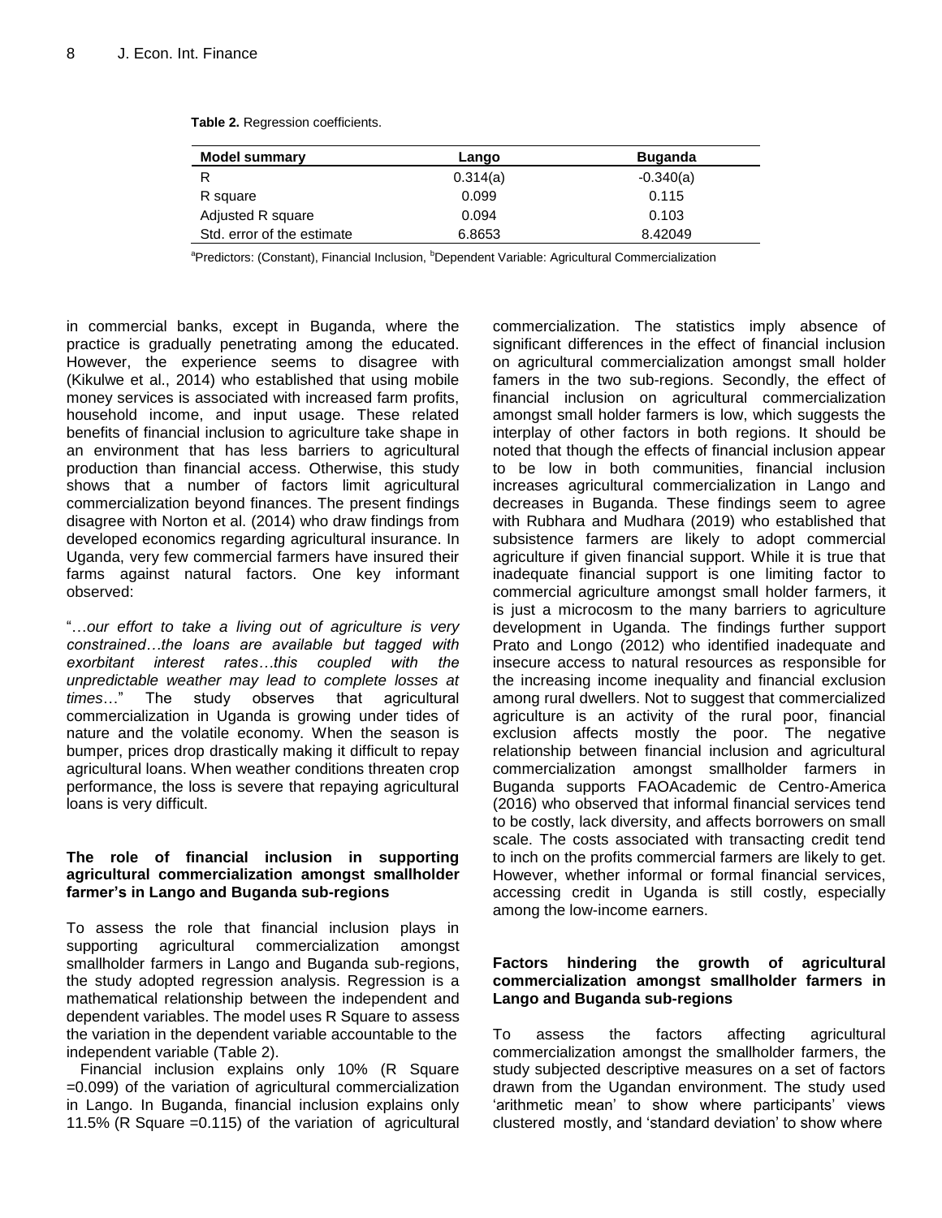**Table 2.** Regression coefficients.

| Model summary | Lango | Buganda |
|---|---|---|
| R | 0.314(a) | -0.340(a) |
| R square | 0.099 | 0.115 |
| Adjusted R square | 0.094 | 0.103 |
| Std. error of the estimate | 6.8653 | 8.42049 |

[a]Predictors: (Constant), Financial Inclusion, [b]Dependent Variable: Agricultural Commercialization

in commercial banks, except in Buganda, where the practice is gradually penetrating among the educated. However, the experience seems to disagree with (Kikulwe et al., 2014) who established that using mobile money services is associated with increased farm profits, household income, and input usage. These related benefits of financial inclusion to agriculture take shape in an environment that has less barriers to agricultural production than financial access. Otherwise, this study shows that a number of factors limit agricultural commercialization beyond finances. The present findings disagree with Norton et al. (2014) who draw findings from developed economics regarding agricultural insurance. In Uganda, very few commercial farmers have insured their farms against natural factors. One key informant observed:

"…*our effort to take a living out of agriculture is very constrained…the loans are available but tagged with exorbitant interest rates…this coupled with the unpredictable weather may lead to complete losses at times*…" The study observes that agricultural commercialization in Uganda is growing under tides of nature and the volatile economy. When the season is bumper, prices drop drastically making it difficult to repay agricultural loans. When weather conditions threaten crop performance, the loss is severe that repaying agricultural loans is very difficult.

### The role of financial inclusion in supporting agricultural commercialization amongst smallholder farmer's in Lango and Buganda sub-regions

To assess the role that financial inclusion plays in supporting agricultural commercialization amongst smallholder farmers in Lango and Buganda sub-regions, the study adopted regression analysis. Regression is a mathematical relationship between the independent and dependent variables. The model uses R Square to assess the variation in the dependent variable accountable to the independent variable (Table 2).

Financial inclusion explains only 10% (R Square =0.099) of the variation of agricultural commercialization in Lango. In Buganda, financial inclusion explains only 11.5% (R Square =0.115) of the variation of agricultural commercialization. The statistics imply absence of significant differences in the effect of financial inclusion on agricultural commercialization amongst small holder famers in the two sub-regions. Secondly, the effect of financial inclusion on agricultural commercialization amongst small holder farmers is low, which suggests the interplay of other factors in both regions. It should be noted that though the effects of financial inclusion appear to be low in both communities, financial inclusion increases agricultural commercialization in Lango and decreases in Buganda. These findings seem to agree with Rubhara and Mudhara (2019) who established that subsistence farmers are likely to adopt commercial agriculture if given financial support. While it is true that inadequate financial support is one limiting factor to commercial agriculture amongst small holder farmers, it is just a microcosm to the many barriers to agriculture development in Uganda. The findings further support Prato and Longo (2012) who identified inadequate and insecure access to natural resources as responsible for the increasing income inequality and financial exclusion among rural dwellers. Not to suggest that commercialized agriculture is an activity of the rural poor, financial exclusion affects mostly the poor. The negative relationship between financial inclusion and agricultural commercialization amongst smallholder farmers in Buganda supports FAOAcademic de Centro-America (2016) who observed that informal financial services tend to be costly, lack diversity, and affects borrowers on small scale. The costs associated with transacting credit tend to inch on the profits commercial farmers are likely to get. However, whether informal or formal financial services, accessing credit in Uganda is still costly, especially among the low-income earners.

### Factors hindering the growth of agricultural commercialization amongst smallholder farmers in Lango and Buganda sub-regions

To assess the factors affecting agricultural commercialization amongst the smallholder farmers, the study subjected descriptive measures on a set of factors drawn from the Ugandan environment. The study used 'arithmetic mean' to show where participants' views clustered mostly, and 'standard deviation' to show where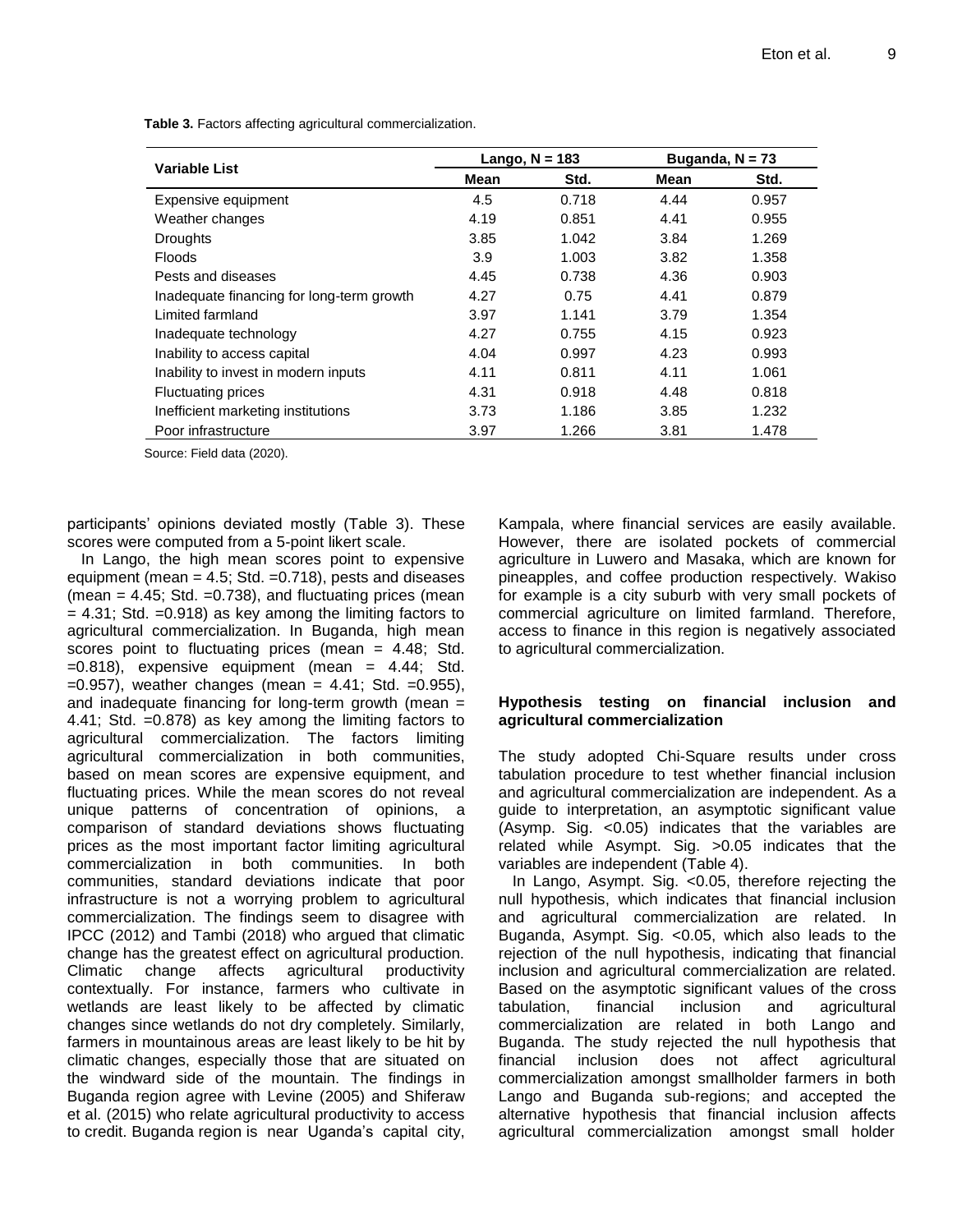**Table 3.** Factors affecting agricultural commercialization.

| Variable List | Lango, N = 183 | | Buganda, N = 73 | |
|---|---|---|---|---|
| | Mean | Std. | Mean | Std. |
| Expensive equipment | 4.5 | 0.718 | 4.44 | 0.957 |
| Weather changes | 4.19 | 0.851 | 4.41 | 0.955 |
| Droughts | 3.85 | 1.042 | 3.84 | 1.269 |
| Floods | 3.9 | 1.003 | 3.82 | 1.358 |
| Pests and diseases | 4.45 | 0.738 | 4.36 | 0.903 |
| Inadequate financing for long-term growth | 4.27 | 0.75 | 4.41 | 0.879 |
| Limited farmland | 3.97 | 1.141 | 3.79 | 1.354 |
| Inadequate technology | 4.27 | 0.755 | 4.15 | 0.923 |
| Inability to access capital | 4.04 | 0.997 | 4.23 | 0.993 |
| Inability to invest in modern inputs | 4.11 | 0.811 | 4.11 | 1.061 |
| Fluctuating prices | 4.31 | 0.918 | 4.48 | 0.818 |
| Inefficient marketing institutions | 3.73 | 1.186 | 3.85 | 1.232 |
| Poor infrastructure | 3.97 | 1.266 | 3.81 | 1.478 |

Source: Field data (2020).

participants' opinions deviated mostly (Table 3). These scores were computed from a 5-point likert scale.

In Lango, the high mean scores point to expensive equipment (mean = 4.5; Std. =0.718), pests and diseases (mean = 4.45; Std. =0.738), and fluctuating prices (mean = 4.31; Std. =0.918) as key among the limiting factors to agricultural commercialization. In Buganda, high mean scores point to fluctuating prices (mean = 4.48; Std. =0.818), expensive equipment (mean = 4.44; Std. =0.957), weather changes (mean = 4.41; Std. =0.955), and inadequate financing for long-term growth (mean = 4.41; Std. =0.878) as key among the limiting factors to agricultural commercialization. The factors limiting agricultural commercialization in both communities, based on mean scores are expensive equipment, and fluctuating prices. While the mean scores do not reveal unique patterns of concentration of opinions, a comparison of standard deviations shows fluctuating prices as the most important factor limiting agricultural commercialization in both communities. In both communities, standard deviations indicate that poor infrastructure is not a worrying problem to agricultural commercialization. The findings seem to disagree with IPCC (2012) and Tambi (2018) who argued that climatic change has the greatest effect on agricultural production. Climatic change affects agricultural productivity contextually. For instance, farmers who cultivate in wetlands are least likely to be affected by climatic changes since wetlands do not dry completely. Similarly, farmers in mountainous areas are least likely to be hit by climatic changes, especially those that are situated on the windward side of the mountain. The findings in Buganda region agree with Levine (2005) and Shiferaw et al. (2015) who relate agricultural productivity to access to credit. Buganda region is near Uganda's capital city, Kampala, where financial services are easily available. However, there are isolated pockets of commercial agriculture in Luwero and Masaka, which are known for pineapples, and coffee production respectively. Wakiso for example is a city suburb with very small pockets of commercial agriculture on limited farmland. Therefore, access to finance in this region is negatively associated to agricultural commercialization.

## Hypothesis testing on financial inclusion and agricultural commercialization

The study adopted Chi-Square results under cross tabulation procedure to test whether financial inclusion and agricultural commercialization are independent. As a guide to interpretation, an asymptotic significant value (Asymp. Sig. <0.05) indicates that the variables are related while Asympt. Sig. >0.05 indicates that the variables are independent (Table 4).

In Lango, Asympt. Sig. <0.05, therefore rejecting the null hypothesis, which indicates that financial inclusion and agricultural commercialization are related. In Buganda, Asympt. Sig. <0.05, which also leads to the rejection of the null hypothesis, indicating that financial inclusion and agricultural commercialization are related. Based on the asymptotic significant values of the cross tabulation, financial inclusion and agricultural commercialization are related in both Lango and Buganda. The study rejected the null hypothesis that financial inclusion does not affect agricultural commercialization amongst smallholder farmers in both Lango and Buganda sub-regions; and accepted the alternative hypothesis that financial inclusion affects agricultural commercialization amongst small holder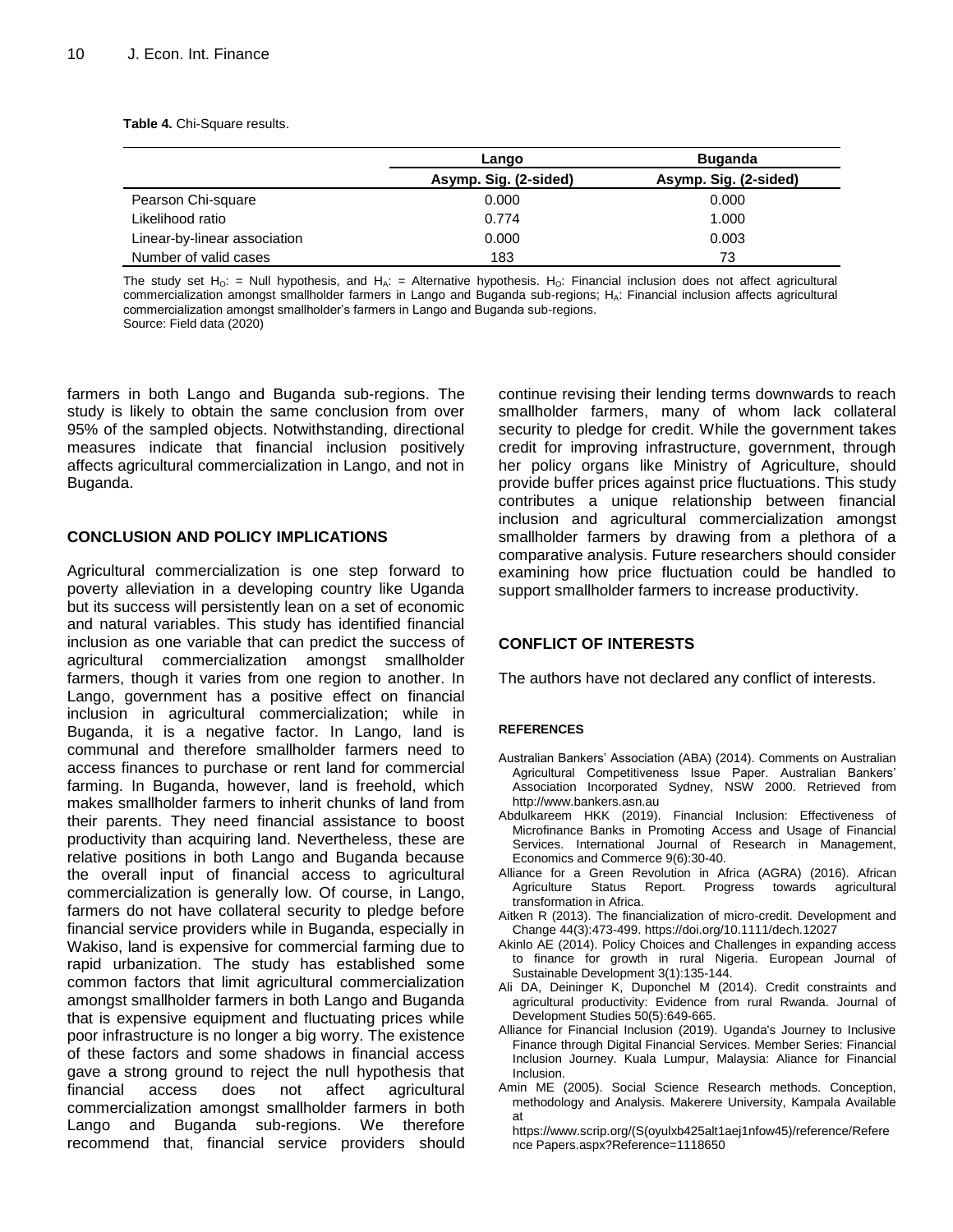**Table 4.** Chi-Square results.

| | Lango | Buganda |
|---|---|---|
| | Asymp. Sig. (2-sided) | Asymp. Sig. (2-sided) |
| Pearson Chi-square | 0.000 | 0.000 |
| Likelihood ratio | 0.774 | 1.000 |
| Linear-by-linear association | 0.000 | 0.003 |
| Number of valid cases | 183 | 73 |

The study set $H_O$: = Null hypothesis, and $H_A$: = Alternative hypothesis. $H_O$: Financial inclusion does not affect agricultural commercialization amongst smallholder farmers in Lango and Buganda sub-regions; $H_A$: Financial inclusion affects agricultural commercialization amongst smallholder's farmers in Lango and Buganda sub-regions.
Source: Field data (2020)

farmers in both Lango and Buganda sub-regions. The study is likely to obtain the same conclusion from over 95% of the sampled objects. Notwithstanding, directional measures indicate that financial inclusion positively affects agricultural commercialization in Lango, and not in Buganda.

## CONCLUSION AND POLICY IMPLICATIONS

Agricultural commercialization is one step forward to poverty alleviation in a developing country like Uganda but its success will persistently lean on a set of economic and natural variables. This study has identified financial inclusion as one variable that can predict the success of agricultural commercialization amongst smallholder farmers, though it varies from one region to another. In Lango, government has a positive effect on financial inclusion in agricultural commercialization; while in Buganda, it is a negative factor. In Lango, land is communal and therefore smallholder farmers need to access finances to purchase or rent land for commercial farming. In Buganda, however, land is freehold, which makes smallholder farmers to inherit chunks of land from their parents. They need financial assistance to boost productivity than acquiring land. Nevertheless, these are relative positions in both Lango and Buganda because the overall input of financial access to agricultural commercialization is generally low. Of course, in Lango, farmers do not have collateral security to pledge before financial service providers while in Buganda, especially in Wakiso, land is expensive for commercial farming due to rapid urbanization. The study has established some common factors that limit agricultural commercialization amongst smallholder farmers in both Lango and Buganda that is expensive equipment and fluctuating prices while poor infrastructure is no longer a big worry. The existence of these factors and some shadows in financial access gave a strong ground to reject the null hypothesis that financial access does not affect agricultural commercialization amongst smallholder farmers in both Lango and Buganda sub-regions. We therefore recommend that, financial service providers should continue revising their lending terms downwards to reach smallholder farmers, many of whom lack collateral security to pledge for credit. While the government takes credit for improving infrastructure, government, through her policy organs like Ministry of Agriculture, should provide buffer prices against price fluctuations. This study contributes a unique relationship between financial inclusion and agricultural commercialization amongst smallholder farmers by drawing from a plethora of a comparative analysis. Future researchers should consider examining how price fluctuation could be handled to support smallholder farmers to increase productivity.

## CONFLICT OF INTERESTS

The authors have not declared any conflict of interests.

## REFERENCES

Australian Bankers' Association (ABA) (2014). Comments on Australian Agricultural Competitiveness Issue Paper. Australian Bankers' Association Incorporated Sydney, NSW 2000. Retrieved from http://www.bankers.asn.au

Abdulkareem HKK (2019). Financial Inclusion: Effectiveness of Microfinance Banks in Promoting Access and Usage of Financial Services. International Journal of Research in Management, Economics and Commerce 9(6):30-40.

Alliance for a Green Revolution in Africa (AGRA) (2016). African Agriculture Status Report. Progress towards agricultural transformation in Africa.

Aitken R (2013). The financialization of micro-credit. Development and Change 44(3):473-499. https://doi.org/10.1111/dech.12027

Akinlo AE (2014). Policy Choices and Challenges in expanding access to finance for growth in rural Nigeria. European Journal of Sustainable Development 3(1):135-144.

Ali DA, Deininger K, Duponchel M (2014). Credit constraints and agricultural productivity: Evidence from rural Rwanda. Journal of Development Studies 50(5):649-665.

Alliance for Financial Inclusion (2019). Uganda's Journey to Inclusive Finance through Digital Financial Services. Member Series: Financial Inclusion Journey. Kuala Lumpur, Malaysia: Aliance for Financial Inclusion.

Amin ME (2005). Social Science Research methods. Conception, methodology and Analysis. Makerere University, Kampala Available at https://www.scrip.org/(S(oyulxb425alt1aej1nfow45)/reference/Reference Papers.aspx?Reference=1118650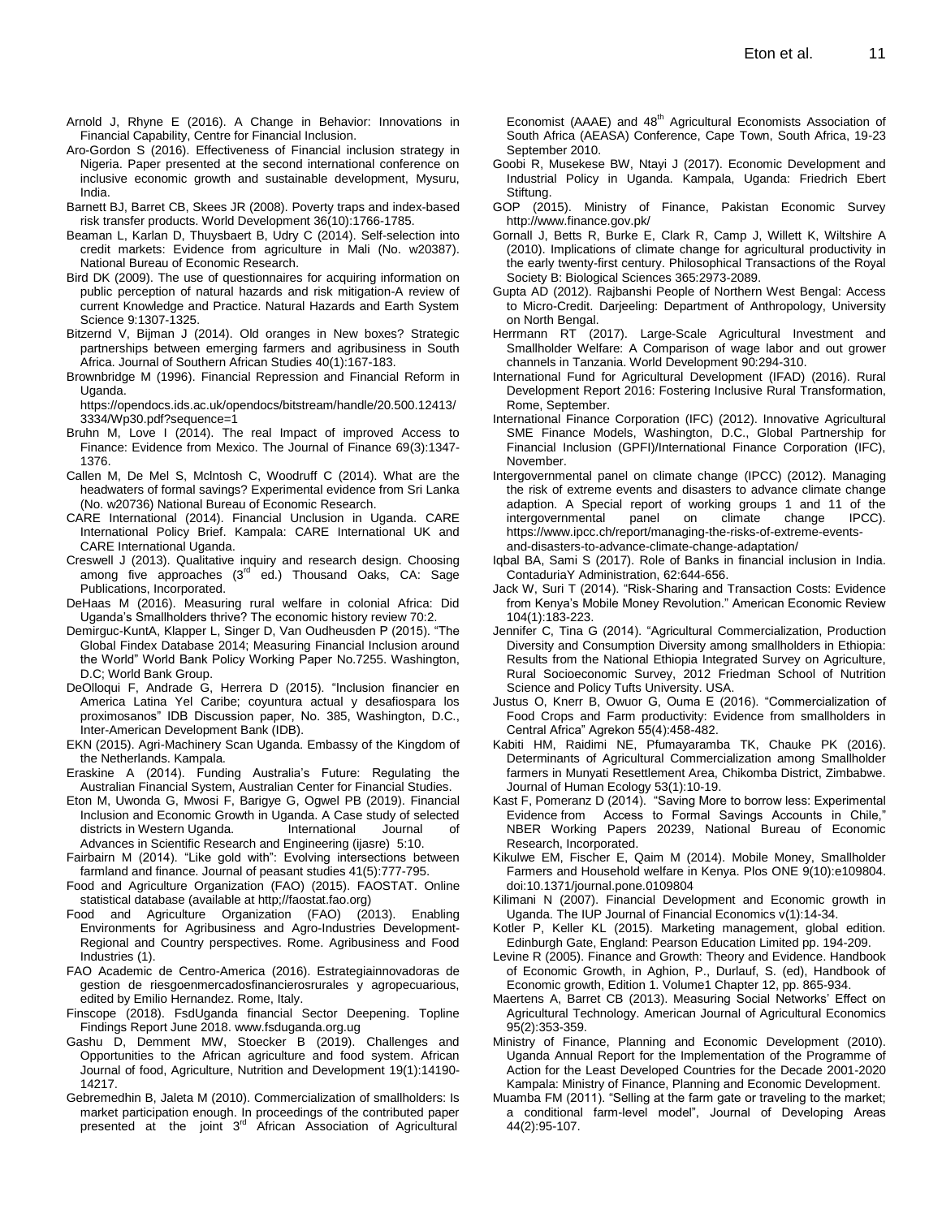Arnold J, Rhyne E (2016). A Change in Behavior: Innovations in Financial Capability, Centre for Financial Inclusion.

Aro-Gordon S (2016). Effectiveness of Financial inclusion strategy in Nigeria. Paper presented at the second international conference on inclusive economic growth and sustainable development, Mysuru, India.

Barnett BJ, Barret CB, Skees JR (2008). Poverty traps and index-based risk transfer products. World Development 36(10):1766-1785.

Beaman L, Karlan D, Thuysbaert B, Udry C (2014). Self-selection into credit markets: Evidence from agriculture in Mali (No. w20387). National Bureau of Economic Research.

Bird DK (2009). The use of questionnaires for acquiring information on public perception of natural hazards and risk mitigation-A review of current Knowledge and Practice. Natural Hazards and Earth System Science 9:1307-1325.

Bitzernd V, Bijman J (2014). Old oranges in New boxes? Strategic partnerships between emerging farmers and agribusiness in South Africa. Journal of Southern African Studies 40(1):167-183.

Brownbridge M (1996). Financial Repression and Financial Reform in Uganda. https://opendocs.ids.ac.uk/opendocs/bitstream/handle/20.500.12413/3334/Wp30.pdf?sequence=1

Bruhn M, Love I (2014). The real Impact of improved Access to Finance: Evidence from Mexico. The Journal of Finance 69(3):1347-1376.

Callen M, De Mel S, Mclntosh C, Woodruff C (2014). What are the headwaters of formal savings? Experimental evidence from Sri Lanka (No. w20736) National Bureau of Economic Research.

CARE International (2014). Financial Unclusion in Uganda. CARE International Policy Brief. Kampala: CARE International UK and CARE International Uganda.

Creswell J (2013). Qualitative inquiry and research design. Choosing among five approaches (3rd ed.) Thousand Oaks, CA: Sage Publications, Incorporated.

DeHaas M (2016). Measuring rural welfare in colonial Africa: Did Uganda's Smallholders thrive? The economic history review 70:2.

Demirguc-KuntA, Klapper L, Singer D, Van Oudheusden P (2015). "The Global Findex Database 2014; Measuring Financial Inclusion around the World" World Bank Policy Working Paper No.7255. Washington, D.C; World Bank Group.

DeOlloqui F, Andrade G, Herrera D (2015). "Inclusion financier en America Latina Yel Caribe; coyuntura actual y desafiospara los proximosanos" IDB Discussion paper, No. 385, Washington, D.C., Inter-American Development Bank (IDB).

EKN (2015). Agri-Machinery Scan Uganda. Embassy of the Kingdom of the Netherlands. Kampala.

Eraskine A (2014). Funding Australia's Future: Regulating the Australian Financial System, Australian Center for Financial Studies.

Eton M, Uwonda G, Mwosi F, Barigye G, Ogwel PB (2019). Financial Inclusion and Economic Growth in Uganda. A Case study of selected districts in Western Uganda. International Journal of Advances in Scientific Research and Engineering (ijasre) 5:10.

Fairbairn M (2014). "Like gold with": Evolving intersections between farmland and finance. Journal of peasant studies 41(5):777-795.

Food and Agriculture Organization (FAO) (2015). FAOSTAT. Online statistical database (available at http;//faostat.fao.org)

Food and Agriculture Organization (FAO) (2013). Enabling Environments for Agribusiness and Agro-Industries Development-Regional and Country perspectives. Rome. Agribusiness and Food Industries (1).

FAO Academic de Centro-America (2016). Estrategiainnovadoras de gestion de riesgoenmercadosfinancierosrurales y agropecuarious, edited by Emilio Hernandez. Rome, Italy.

Finscope (2018). FsdUganda financial Sector Deepening. Topline Findings Report June 2018. www.fsduganda.org.ug

Gashu D, Demment MW, Stoecker B (2019). Challenges and Opportunities to the African agriculture and food system. African Journal of food, Agriculture, Nutrition and Development 19(1):14190-14217.

Gebremedhin B, Jaleta M (2010). Commercialization of smallholders: Is market participation enough. In proceedings of the contributed paper presented at the joint 3rd African Association of Agricultural Economist (AAAE) and 48th Agricultural Economists Association of South Africa (AEASA) Conference, Cape Town, South Africa, 19-23 September 2010.

Goobi R, Musekese BW, Ntayi J (2017). Economic Development and Industrial Policy in Uganda. Kampala, Uganda: Friedrich Ebert Stiftung.

GOP (2015). Ministry of Finance, Pakistan Economic Survey http://www.finance.gov.pk/

Gornall J, Betts R, Burke E, Clark R, Camp J, Willett K, Wiltshire A (2010). Implications of climate change for agricultural productivity in the early twenty-first century. Philosophical Transactions of the Royal Society B: Biological Sciences 365:2973-2089.

Gupta AD (2012). Rajbanshi People of Northern West Bengal: Access to Micro-Credit. Darjeeling: Department of Anthropology, University on North Bengal.

Herrmann RT (2017). Large-Scale Agricultural Investment and Smallholder Welfare: A Comparison of wage labor and out grower channels in Tanzania. World Development 90:294-310.

International Fund for Agricultural Development (IFAD) (2016). Rural Development Report 2016: Fostering Inclusive Rural Transformation, Rome, September.

International Finance Corporation (IFC) (2012). Innovative Agricultural SME Finance Models, Washington, D.C., Global Partnership for Financial Inclusion (GPFI)/International Finance Corporation (IFC), November.

Intergovernmental panel on climate change (IPCC) (2012). Managing the risk of extreme events and disasters to advance climate change adaption. A Special report of working groups 1 and 11 of the intergovernmental panel on climate change IPCC). https://www.ipcc.ch/report/managing-the-risks-of-extreme-events-and-disasters-to-advance-climate-change-adaptation/

Iqbal BA, Sami S (2017). Role of Banks in financial inclusion in India. ContaduriaY Administration, 62:644-656.

Jack W, Suri T (2014). "Risk-Sharing and Transaction Costs: Evidence from Kenya's Mobile Money Revolution." American Economic Review 104(1):183-223.

Jennifer C, Tina G (2014). "Agricultural Commercialization, Production Diversity and Consumption Diversity among smallholders in Ethiopia: Results from the National Ethiopia Integrated Survey on Agriculture, Rural Socioeconomic Survey, 2012 Friedman School of Nutrition Science and Policy Tufts University. USA.

Justus O, Knerr B, Owuor G, Ouma E (2016). "Commercialization of Food Crops and Farm productivity: Evidence from smallholders in Central Africa" Agrekon 55(4):458-482.

Kabiti HM, Raidimi NE, Pfumayaramba TK, Chauke PK (2016). Determinants of Agricultural Commercialization among Smallholder farmers in Munyati Resettlement Area, Chikomba District, Zimbabwe. Journal of Human Ecology 53(1):10-19.

Kast F, Pomeranz D (2014). "Saving More to borrow less: Experimental Evidence from Access to Formal Savings Accounts in Chile," NBER Working Papers 20239, National Bureau of Economic Research, Incorporated.

Kikulwe EM, Fischer E, Qaim M (2014). Mobile Money, Smallholder Farmers and Household welfare in Kenya. Plos ONE 9(10):e109804. doi:10.1371/journal.pone.0109804

Kilimani N (2007). Financial Development and Economic growth in Uganda. The IUP Journal of Financial Economics v(1):14-34.

Kotler P, Keller KL (2015). Marketing management, global edition. Edinburgh Gate, England: Pearson Education Limited pp. 194-209.

Levine R (2005). Finance and Growth: Theory and Evidence. Handbook of Economic Growth, in Aghion, P., Durlauf, S. (ed), Handbook of Economic growth, Edition 1. Volume1 Chapter 12, pp. 865-934.

Maertens A, Barret CB (2013). Measuring Social Networks' Effect on Agricultural Technology. American Journal of Agricultural Economics 95(2):353-359.

Ministry of Finance, Planning and Economic Development (2010). Uganda Annual Report for the Implementation of the Programme of Action for the Least Developed Countries for the Decade 2001-2020 Kampala: Ministry of Finance, Planning and Economic Development.

Muamba FM (2011). "Selling at the farm gate or traveling to the market; a conditional farm-level model", Journal of Developing Areas 44(2):95-107.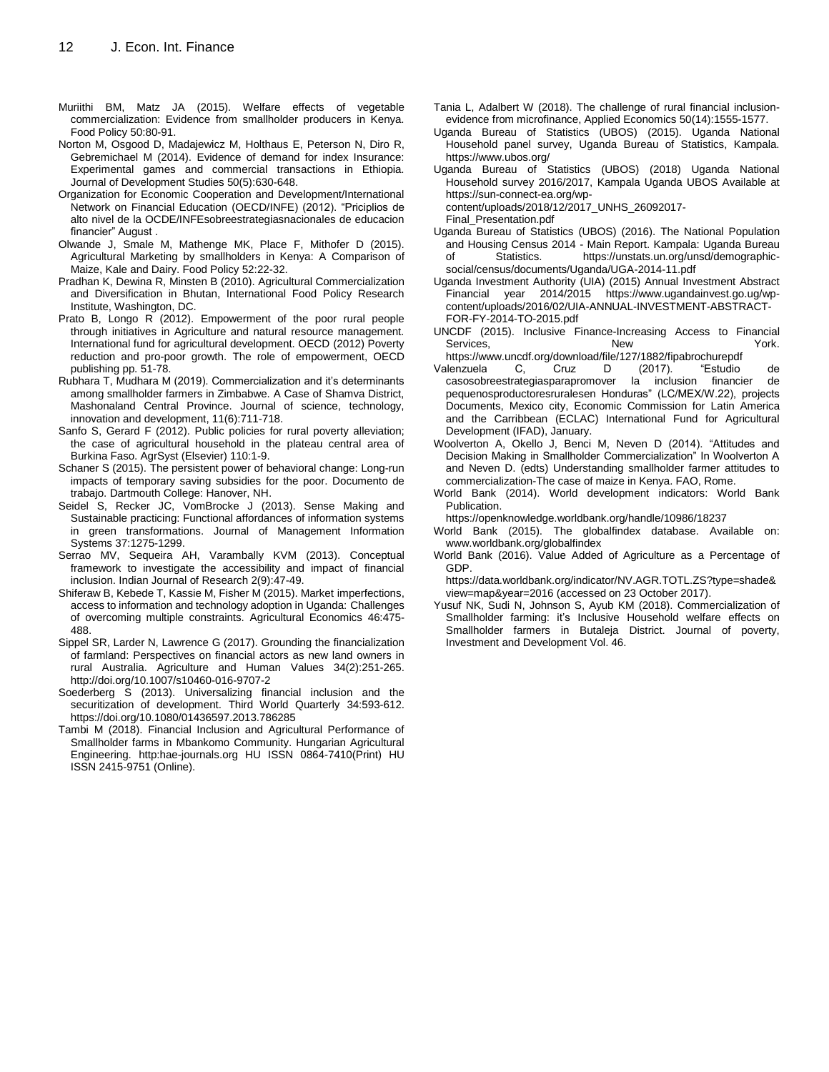Muriithi BM, Matz JA (2015). Welfare effects of vegetable commercialization: Evidence from smallholder producers in Kenya. Food Policy 50:80-91.

Norton M, Osgood D, Madajewicz M, Holthaus E, Peterson N, Diro R, Gebremichael M (2014). Evidence of demand for index Insurance: Experimental games and commercial transactions in Ethiopia. Journal of Development Studies 50(5):630-648.

Organization for Economic Cooperation and Development/International Network on Financial Education (OECD/INFE) (2012). "Priciplios de alto nivel de la OCDE/INFEsobreestrategiasnacionales de educacion financier" August .

Olwande J, Smale M, Mathenge MK, Place F, Mithofer D (2015). Agricultural Marketing by smallholders in Kenya: A Comparison of Maize, Kale and Dairy. Food Policy 52:22-32.

Pradhan K, Dewina R, Minsten B (2010). Agricultural Commercialization and Diversification in Bhutan, International Food Policy Research Institute, Washington, DC.

Prato B, Longo R (2012). Empowerment of the poor rural people through initiatives in Agriculture and natural resource management. International fund for agricultural development. OECD (2012) Poverty reduction and pro-poor growth. The role of empowerment, OECD publishing pp. 51-78.

Rubhara T, Mudhara M (2019). Commercialization and it's determinants among smallholder farmers in Zimbabwe. A Case of Shamva District, Mashonaland Central Province. Journal of science, technology, innovation and development, 11(6):711-718.

Sanfo S, Gerard F (2012). Public policies for rural poverty alleviation; the case of agricultural household in the plateau central area of Burkina Faso. AgrSyst (Elsevier) 110:1-9.

Schaner S (2015). The persistent power of behavioral change: Long-run impacts of temporary saving subsidies for the poor. Documento de trabajo. Dartmouth College: Hanover, NH.

Seidel S, Recker JC, VomBrocke J (2013). Sense Making and Sustainable practicing: Functional affordances of information systems in green transformations. Journal of Management Information Systems 37:1275-1299.

Serrao MV, Sequeira AH, Varambally KVM (2013). Conceptual framework to investigate the accessibility and impact of financial inclusion. Indian Journal of Research 2(9):47-49.

Shiferaw B, Kebede T, Kassie M, Fisher M (2015). Market imperfections, access to information and technology adoption in Uganda: Challenges of overcoming multiple constraints. Agricultural Economics 46:475-488.

Sippel SR, Larder N, Lawrence G (2017). Grounding the financialization of farmland: Perspectives on financial actors as new land owners in rural Australia. Agriculture and Human Values 34(2):251-265. http://doi.org/10.1007/s10460-016-9707-2

Soederberg S (2013). Universalizing financial inclusion and the securitization of development. Third World Quarterly 34:593-612. https://doi.org/10.1080/01436597.2013.786285

Tambi M (2018). Financial Inclusion and Agricultural Performance of Smallholder farms in Mbankomo Community. Hungarian Agricultural Engineering. http:hae-journals.org HU ISSN 0864-7410(Print) HU ISSN 2415-9751 (Online).

Tania L, Adalbert W (2018). The challenge of rural financial inclusion-evidence from microfinance, Applied Economics 50(14):1555-1577.

Uganda Bureau of Statistics (UBOS) (2015). Uganda National Household panel survey, Uganda Bureau of Statistics, Kampala. https://www.ubos.org/

Uganda Bureau of Statistics (UBOS) (2018) Uganda National Household survey 2016/2017, Kampala Uganda UBOS Available at https://sun-connect-ea.org/wp-content/uploads/2018/12/2017_UNHS_26092017-Final_Presentation.pdf

Uganda Bureau of Statistics (UBOS) (2016). The National Population and Housing Census 2014 - Main Report. Kampala: Uganda Bureau of Statistics. https://unstats.un.org/unsd/demographic-social/census/documents/Uganda/UGA-2014-11.pdf

Uganda Investment Authority (UIA) (2015) Annual Investment Abstract Financial year 2014/2015 https://www.ugandainvest.go.ug/wp-content/uploads/2016/02/UIA-ANNUAL-INVESTMENT-ABSTRACT-FOR-FY-2014-TO-2015.pdf

UNCDF (2015). Inclusive Finance-Increasing Access to Financial Services, New York. https://www.uncdf.org/download/file/127/1882/fipabrochurepdf

Valenzuela C, Cruz D (2017). "Estudio de casosobreestrategiasparapromover la inclusion financier de pequenosproductoresruralesen Honduras" (LC/MEX/W.22), projects Documents, Mexico city, Economic Commission for Latin America and the Carribbean (ECLAC) International Fund for Agricultural Development (IFAD), January.

Woolverton A, Okello J, Benci M, Neven D (2014). "Attitudes and Decision Making in Smallholder Commercialization" In Woolverton A and Neven D. (edts) Understanding smallholder farmer attitudes to commercialization-The case of maize in Kenya. FAO, Rome.

World Bank (2014). World development indicators: World Bank Publication. https://openknowledge.worldbank.org/handle/10986/18237

World Bank (2015). The globalfindex database. Available on: www.worldbank.org/globalfindex

World Bank (2016). Value Added of Agriculture as a Percentage of GDP. https://data.worldbank.org/indicator/NV.AGR.TOTL.ZS?type=shade&view=map&year=2016 (accessed on 23 October 2017).

Yusuf NK, Sudi N, Johnson S, Ayub KM (2018). Commercialization of Smallholder farming: it's Inclusive Household welfare effects on Smallholder farmers in Butaleja District. Journal of poverty, Investment and Development Vol. 46.